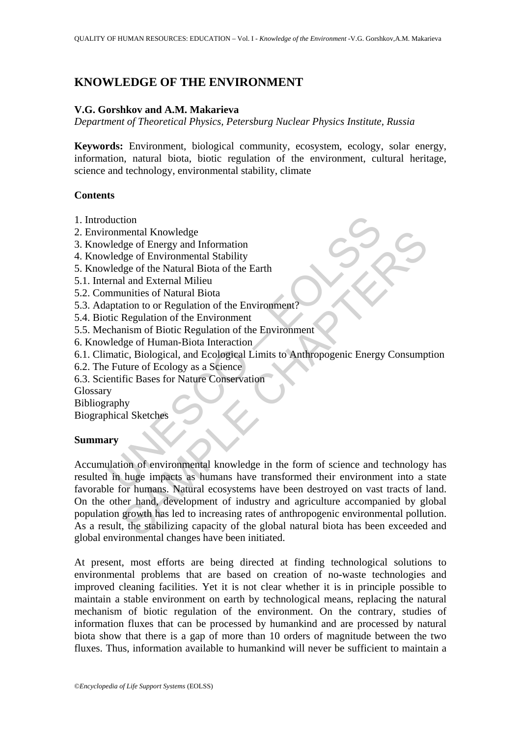# KNOWLEDGE OF THE ENVIRONMENT

**V.G. Gorshkov and A.M. Makarieva**

*Department of Theoretical Physics, Petersburg Nuclear Physics Institute, Russia*

**Keywords:** Environment, biological community, ecosystem, ecology, solar energy, information, natural biota, biotic regulation of the environment, cultural heritage, science and technology, environmental stability, climate

## Contents

1. Introduction
2. Environmental Knowledge
3. Knowledge of Energy and Information
4. Knowledge of Environmental Stability
5. Knowledge of the Natural Biota of the Earth
5.1. Internal and External Milieu
5.2. Communities of Natural Biota
5.3. Adaptation to or Regulation of the Environment?
5.4. Biotic Regulation of the Environment
5.5. Mechanism of Biotic Regulation of the Environment
6. Knowledge of Human-Biota Interaction
6.1. Climatic, Biological, and Ecological Limits to Anthropogenic Energy Consumption
6.2. The Future of Ecology as a Science
6.3. Scientific Bases for Nature Conservation

Glossary
Bibliography
Biographical Sketches

## Summary

Accumulation of environmental knowledge in the form of science and technology has resulted in huge impacts as humans have transformed their environment into a state favorable for humans. Natural ecosystems have been destroyed on vast tracts of land. On the other hand, development of industry and agriculture accompanied by global population growth has led to increasing rates of anthropogenic environmental pollution. As a result, the stabilizing capacity of the global natural biota has been exceeded and global environmental changes have been initiated.

At present, most efforts are being directed at finding technological solutions to environmental problems that are based on creation of no-waste technologies and improved cleaning facilities. Yet it is not clear whether it is in principle possible to maintain a stable environment on earth by technological means, replacing the natural mechanism of biotic regulation of the environment. On the contrary, studies of information fluxes that can be processed by humankind and are processed by natural biota show that there is a gap of more than 10 orders of magnitude between the two fluxes. Thus, information available to humankind will never be sufficient to maintain a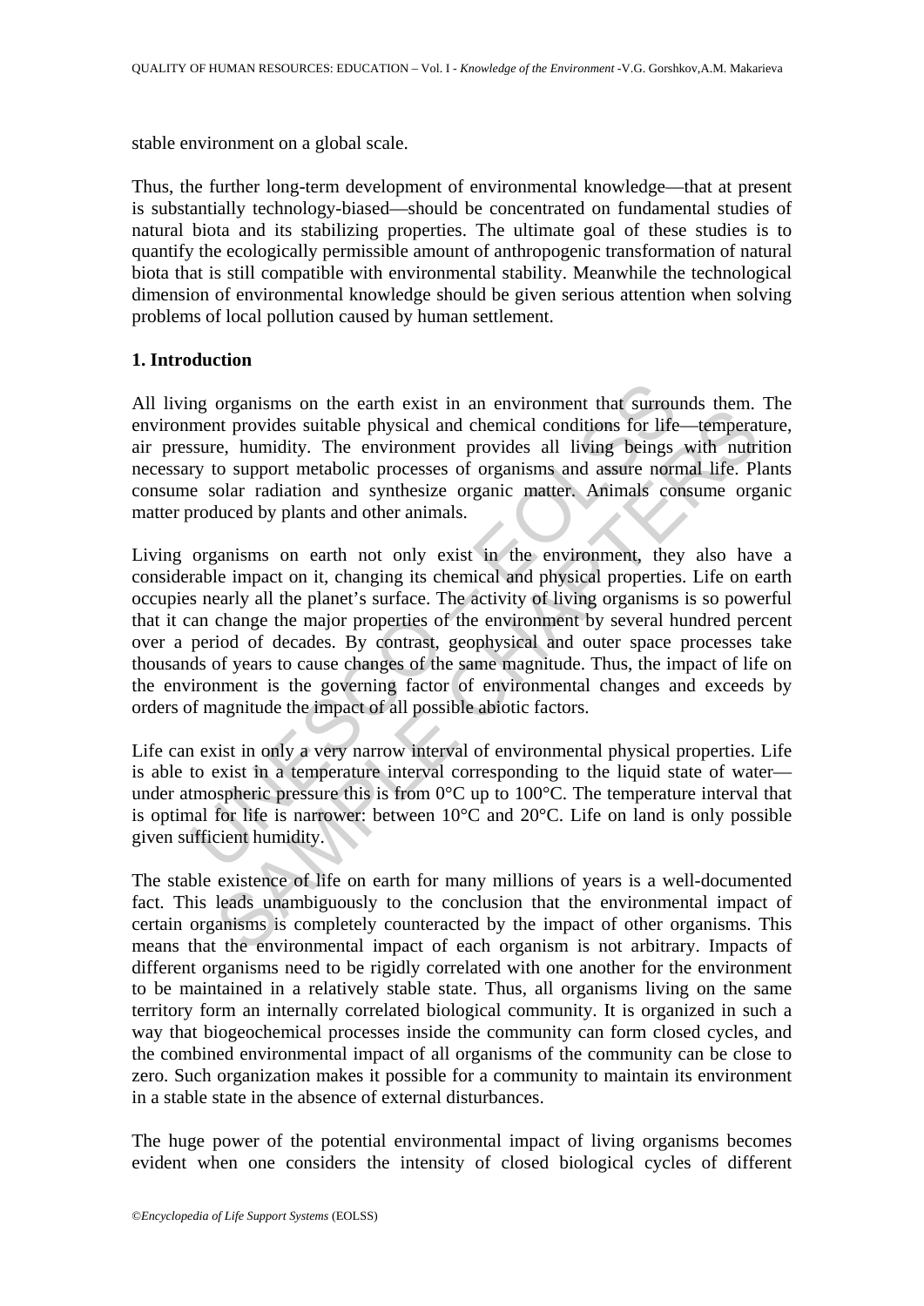stable environment on a global scale.

Thus, the further long-term development of environmental knowledge—that at present is substantially technology-biased—should be concentrated on fundamental studies of natural biota and its stabilizing properties. The ultimate goal of these studies is to quantify the ecologically permissible amount of anthropogenic transformation of natural biota that is still compatible with environmental stability. Meanwhile the technological dimension of environmental knowledge should be given serious attention when solving problems of local pollution caused by human settlement.

## 1. Introduction

All living organisms on the earth exist in an environment that surrounds them. The environment provides suitable physical and chemical conditions for life—temperature, air pressure, humidity. The environment provides all living beings with nutrition necessary to support metabolic processes of organisms and assure normal life. Plants consume solar radiation and synthesize organic matter. Animals consume organic matter produced by plants and other animals.

Living organisms on earth not only exist in the environment, they also have a considerable impact on it, changing its chemical and physical properties. Life on earth occupies nearly all the planet's surface. The activity of living organisms is so powerful that it can change the major properties of the environment by several hundred percent over a period of decades. By contrast, geophysical and outer space processes take thousands of years to cause changes of the same magnitude. Thus, the impact of life on the environment is the governing factor of environmental changes and exceeds by orders of magnitude the impact of all possible abiotic factors.

Life can exist in only a very narrow interval of environmental physical properties. Life is able to exist in a temperature interval corresponding to the liquid state of water—under atmospheric pressure this is from 0°C up to 100°C. The temperature interval that is optimal for life is narrower: between 10°C and 20°C. Life on land is only possible given sufficient humidity.

The stable existence of life on earth for many millions of years is a well-documented fact. This leads unambiguously to the conclusion that the environmental impact of certain organisms is completely counteracted by the impact of other organisms. This means that the environmental impact of each organism is not arbitrary. Impacts of different organisms need to be rigidly correlated with one another for the environment to be maintained in a relatively stable state. Thus, all organisms living on the same territory form an internally correlated biological community. It is organized in such a way that biogeochemical processes inside the community can form closed cycles, and the combined environmental impact of all organisms of the community can be close to zero. Such organization makes it possible for a community to maintain its environment in a stable state in the absence of external disturbances.

The huge power of the potential environmental impact of living organisms becomes evident when one considers the intensity of closed biological cycles of different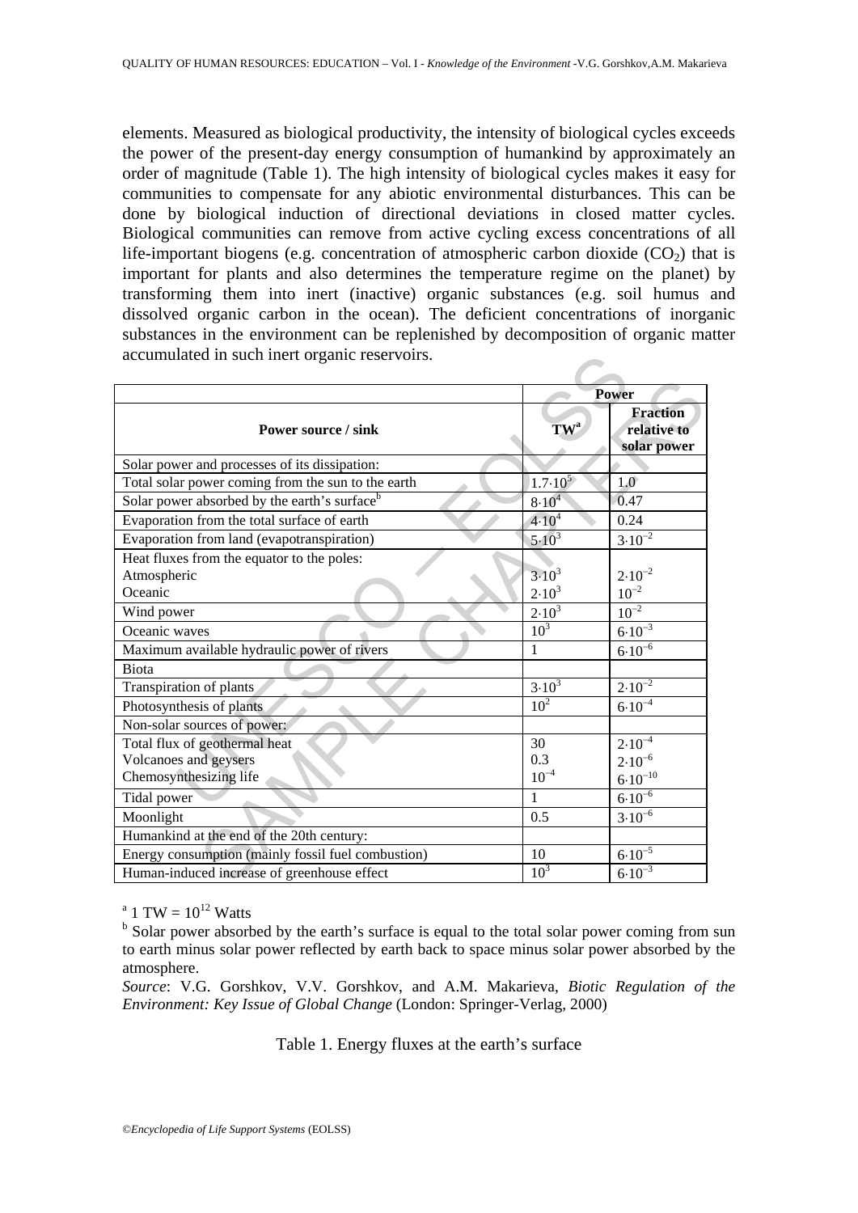elements. Measured as biological productivity, the intensity of biological cycles exceeds the power of the present-day energy consumption of humankind by approximately an order of magnitude (Table 1). The high intensity of biological cycles makes it easy for communities to compensate for any abiotic environmental disturbances. This can be done by biological induction of directional deviations in closed matter cycles. Biological communities can remove from active cycling excess concentrations of all life-important biogens (e.g. concentration of atmospheric carbon dioxide ($CO_2$) that is important for plants and also determines the temperature regime on the planet) by transforming them into inert (inactive) organic substances (e.g. soil humus and dissolved organic carbon in the ocean). The deficient concentrations of inorganic substances in the environment can be replenished by decomposition of organic matter accumulated in such inert organic reservoirs.

| Power source / sink | Power | |
|---|---|---|
| | TW[a] | Fraction relative to solar power |
| Solar power and processes of its dissipation: | | |
| Total solar power coming from the sun to the earth | $1.7 \cdot 10^5$ | 1.0 |
| Solar power absorbed by the earth's surface[b] | $8 \cdot 10^4$ | 0.47 |
| Evaporation from the total surface of earth | $4 \cdot 10^4$ | 0.24 |
| Evaporation from land (evapotranspiration) | $5 \cdot 10^3$ | $3 \cdot 10^{-2}$ |
| Heat fluxes from the equator to the poles: | | |
| Atmospheric | $3 \cdot 10^3$ | $2 \cdot 10^{-2}$ |
| Oceanic | $2 \cdot 10^3$ | $10^{-2}$ |
| Wind power | $2 \cdot 10^3$ | $10^{-2}$ |
| Oceanic waves | $10^3$ | $6 \cdot 10^{-3}$ |
| Maximum available hydraulic power of rivers | 1 | $6 \cdot 10^{-6}$ |
| Biota | | |
| Transpiration of plants | $3 \cdot 10^3$ | $2 \cdot 10^{-2}$ |
| Photosynthesis of plants | $10^2$ | $6 \cdot 10^{-4}$ |
| Non-solar sources of power: | | |
| Total flux of geothermal heat | 30 | $2 \cdot 10^{-4}$ |
| Volcanoes and geysers | 0.3 | $2 \cdot 10^{-6}$ |
| Chemosynthesizing life | $10^{-4}$ | $6 \cdot 10^{-10}$ |
| Tidal power | 1 | $6 \cdot 10^{-6}$ |
| Moonlight | 0.5 | $3 \cdot 10^{-6}$ |
| Humankind at the end of the 20th century: | | |
| Energy consumption (mainly fossil fuel combustion) | 10 | $6 \cdot 10^{-5}$ |
| Human-induced increase of greenhouse effect | $10^3$ | $6 \cdot 10^{-3}$ |

[a] 1 TW = $10^{12}$ Watts

[b] Solar power absorbed by the earth's surface is equal to the total solar power coming from sun to earth minus solar power reflected by earth back to space minus solar power absorbed by the atmosphere.

*Source*: V.G. Gorshkov, V.V. Gorshkov, and A.M. Makarieva, *Biotic Regulation of the Environment: Key Issue of Global Change* (London: Springer-Verlag, 2000)

Table 1. Energy fluxes at the earth's surface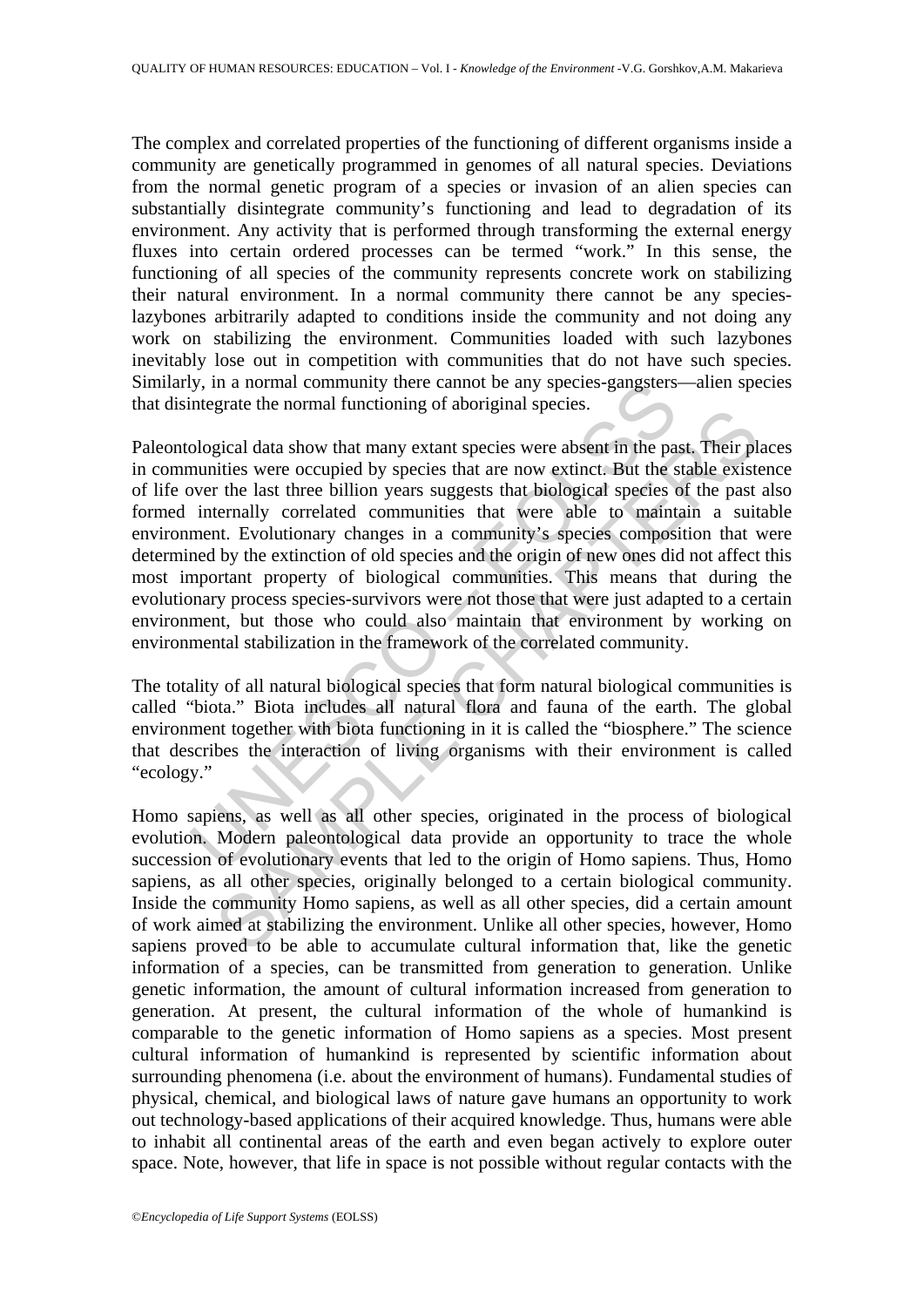The complex and correlated properties of the functioning of different organisms inside a community are genetically programmed in genomes of all natural species. Deviations from the normal genetic program of a species or invasion of an alien species can substantially disintegrate community's functioning and lead to degradation of its environment. Any activity that is performed through transforming the external energy fluxes into certain ordered processes can be termed "work." In this sense, the functioning of all species of the community represents concrete work on stabilizing their natural environment. In a normal community there cannot be any species-lazybones arbitrarily adapted to conditions inside the community and not doing any work on stabilizing the environment. Communities loaded with such lazybones inevitably lose out in competition with communities that do not have such species. Similarly, in a normal community there cannot be any species-gangsters—alien species that disintegrate the normal functioning of aboriginal species.

Paleontological data show that many extant species were absent in the past. Their places in communities were occupied by species that are now extinct. But the stable existence of life over the last three billion years suggests that biological species of the past also formed internally correlated communities that were able to maintain a suitable environment. Evolutionary changes in a community's species composition that were determined by the extinction of old species and the origin of new ones did not affect this most important property of biological communities. This means that during the evolutionary process species-survivors were not those that were just adapted to a certain environment, but those who could also maintain that environment by working on environmental stabilization in the framework of the correlated community.

The totality of all natural biological species that form natural biological communities is called "biota." Biota includes all natural flora and fauna of the earth. The global environment together with biota functioning in it is called the "biosphere." The science that describes the interaction of living organisms with their environment is called "ecology."

Homo sapiens, as well as all other species, originated in the process of biological evolution. Modern paleontological data provide an opportunity to trace the whole succession of evolutionary events that led to the origin of Homo sapiens. Thus, Homo sapiens, as all other species, originally belonged to a certain biological community. Inside the community Homo sapiens, as well as all other species, did a certain amount of work aimed at stabilizing the environment. Unlike all other species, however, Homo sapiens proved to be able to accumulate cultural information that, like the genetic information of a species, can be transmitted from generation to generation. Unlike genetic information, the amount of cultural information increased from generation to generation. At present, the cultural information of the whole of humankind is comparable to the genetic information of Homo sapiens as a species. Most present cultural information of humankind is represented by scientific information about surrounding phenomena (i.e. about the environment of humans). Fundamental studies of physical, chemical, and biological laws of nature gave humans an opportunity to work out technology-based applications of their acquired knowledge. Thus, humans were able to inhabit all continental areas of the earth and even began actively to explore outer space. Note, however, that life in space is not possible without regular contacts with the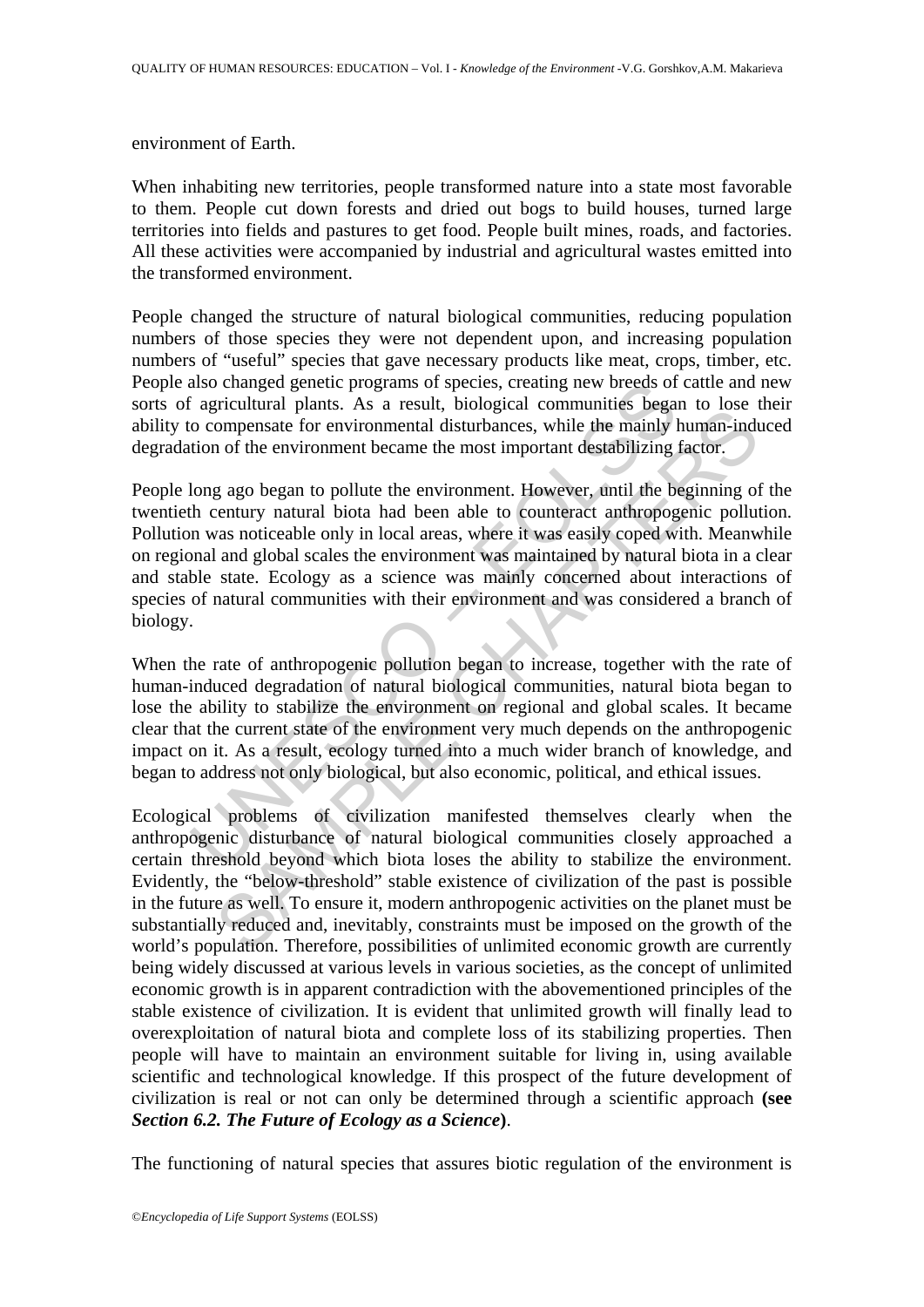environment of Earth.

When inhabiting new territories, people transformed nature into a state most favorable to them. People cut down forests and dried out bogs to build houses, turned large territories into fields and pastures to get food. People built mines, roads, and factories. All these activities were accompanied by industrial and agricultural wastes emitted into the transformed environment.

People changed the structure of natural biological communities, reducing population numbers of those species they were not dependent upon, and increasing population numbers of "useful" species that gave necessary products like meat, crops, timber, etc. People also changed genetic programs of species, creating new breeds of cattle and new sorts of agricultural plants. As a result, biological communities began to lose their ability to compensate for environmental disturbances, while the mainly human-induced degradation of the environment became the most important destabilizing factor.

People long ago began to pollute the environment. However, until the beginning of the twentieth century natural biota had been able to counteract anthropogenic pollution. Pollution was noticeable only in local areas, where it was easily coped with. Meanwhile on regional and global scales the environment was maintained by natural biota in a clear and stable state. Ecology as a science was mainly concerned about interactions of species of natural communities with their environment and was considered a branch of biology.

When the rate of anthropogenic pollution began to increase, together with the rate of human-induced degradation of natural biological communities, natural biota began to lose the ability to stabilize the environment on regional and global scales. It became clear that the current state of the environment very much depends on the anthropogenic impact on it. As a result, ecology turned into a much wider branch of knowledge, and began to address not only biological, but also economic, political, and ethical issues.

Ecological problems of civilization manifested themselves clearly when the anthropogenic disturbance of natural biological communities closely approached a certain threshold beyond which biota loses the ability to stabilize the environment. Evidently, the "below-threshold" stable existence of civilization of the past is possible in the future as well. To ensure it, modern anthropogenic activities on the planet must be substantially reduced and, inevitably, constraints must be imposed on the growth of the world's population. Therefore, possibilities of unlimited economic growth are currently being widely discussed at various levels in various societies, as the concept of unlimited economic growth is in apparent contradiction with the abovementioned principles of the stable existence of civilization. It is evident that unlimited growth will finally lead to overexploitation of natural biota and complete loss of its stabilizing properties. Then people will have to maintain an environment suitable for living in, using available scientific and technological knowledge. If this prospect of the future development of civilization is real or not can only be determined through a scientific approach **(see *Section 6.2. The Future of Ecology as a Science*)**.

The functioning of natural species that assures biotic regulation of the environment is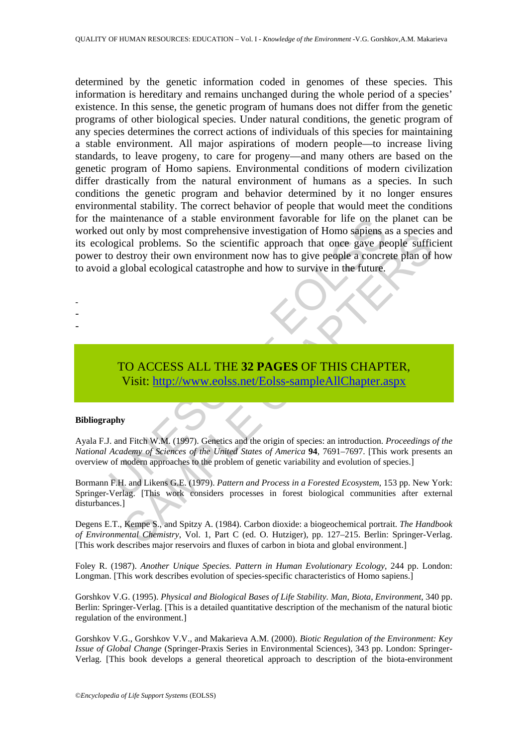determined by the genetic information coded in genomes of these species. This information is hereditary and remains unchanged during the whole period of a species' existence. In this sense, the genetic program of humans does not differ from the genetic programs of other biological species. Under natural conditions, the genetic program of any species determines the correct actions of individuals of this species for maintaining a stable environment. All major aspirations of modern people—to increase living standards, to leave progeny, to care for progeny—and many others are based on the genetic program of Homo sapiens. Environmental conditions of modern civilization differ drastically from the natural environment of humans as a species. In such conditions the genetic program and behavior determined by it no longer ensures environmental stability. The correct behavior of people that would meet the conditions for the maintenance of a stable environment favorable for life on the planet can be worked out only by most comprehensive investigation of Homo sapiens as a species and its ecological problems. So the scientific approach that once gave people sufficient power to destroy their own environment now has to give people a concrete plan of how to avoid a global ecological catastrophe and how to survive in the future.

-
-
-

TO ACCESS ALL THE **32 PAGES** OF THIS CHAPTER,
Visit: http://www.eolss.net/Eolss-sampleAllChapter.aspx

**Bibliography**

Ayala F.J. and Fitch W.M. (1997). Genetics and the origin of species: an introduction. *Proceedings of the National Academy of Sciences of the United States of America* **94**, 7691–7697. [This work presents an overview of modern approaches to the problem of genetic variability and evolution of species.]

Bormann F.H. and Likens G.E. (1979). *Pattern and Process in a Forested Ecosystem*, 153 pp. New York: Springer-Verlag. [This work considers processes in forest biological communities after external disturbances.]

Degens E.T., Kempe S., and Spitzy A. (1984). Carbon dioxide: a biogeochemical portrait. *The Handbook of Environmental Chemistry*, Vol. 1, Part C (ed. O. Hutziger), pp. 127–215. Berlin: Springer-Verlag. [This work describes major reservoirs and fluxes of carbon in biota and global environment.]

Foley R. (1987). *Another Unique Species. Pattern in Human Evolutionary Ecology*, 244 pp. London: Longman. [This work describes evolution of species-specific characteristics of Homo sapiens.]

Gorshkov V.G. (1995). *Physical and Biological Bases of Life Stability. Man, Biota, Environment*, 340 pp. Berlin: Springer-Verlag. [This is a detailed quantitative description of the mechanism of the natural biotic regulation of the environment.]

Gorshkov V.G., Gorshkov V.V., and Makarieva A.M. (2000). *Biotic Regulation of the Environment: Key Issue of Global Change* (Springer-Praxis Series in Environmental Sciences), 343 pp. London: Springer-Verlag. [This book develops a general theoretical approach to description of the biota-environment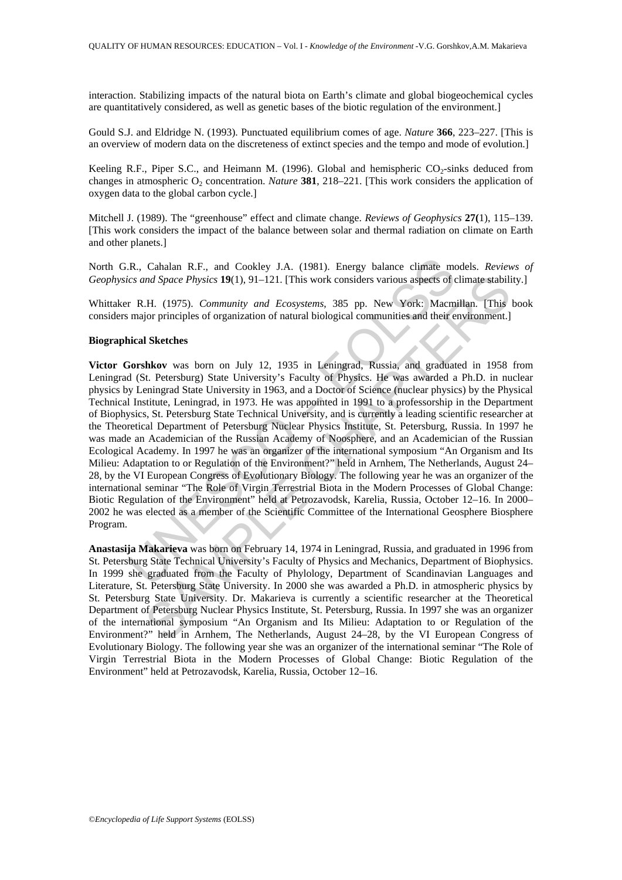interaction. Stabilizing impacts of the natural biota on Earth's climate and global biogeochemical cycles are quantitatively considered, as well as genetic bases of the biotic regulation of the environment.]

Gould S.J. and Eldridge N. (1993). Punctuated equilibrium comes of age. *Nature* **366**, 223–227. [This is an overview of modern data on the discreteness of extinct species and the tempo and mode of evolution.]

Keeling R.F., Piper S.C., and Heimann M. (1996). Global and hemispheric $CO_2$-sinks deduced from changes in atmospheric $O_2$ concentration. *Nature* **381**, 218–221. [This work considers the application of oxygen data to the global carbon cycle.]

Mitchell J. (1989). The "greenhouse" effect and climate change. *Reviews of Geophysics* **27(**1), 115–139. [This work considers the impact of the balance between solar and thermal radiation on climate on Earth and other planets.]

North G.R., Cahalan R.F., and Cookley J.A. (1981). Energy balance climate models. *Reviews of Geophysics and Space Physics* **19**(1), 91–121. [This work considers various aspects of climate stability.]

Whittaker R.H. (1975). *Community and Ecosystems*, 385 pp. New York: Macmillan. [This book considers major principles of organization of natural biological communities and their environment.]

**Biographical Sketches**

**Victor Gorshkov** was born on July 12, 1935 in Leningrad, Russia, and graduated in 1958 from Leningrad (St. Petersburg) State University's Faculty of Physics. He was awarded a Ph.D. in nuclear physics by Leningrad State University in 1963, and a Doctor of Science (nuclear physics) by the Physical Technical Institute, Leningrad, in 1973. He was appointed in 1991 to a professorship in the Department of Biophysics, St. Petersburg State Technical University, and is currently a leading scientific researcher at the Theoretical Department of Petersburg Nuclear Physics Institute, St. Petersburg, Russia. In 1997 he was made an Academician of the Russian Academy of Noosphere, and an Academician of the Russian Ecological Academy. In 1997 he was an organizer of the international symposium "An Organism and Its Milieu: Adaptation to or Regulation of the Environment?" held in Arnhem, The Netherlands, August 24–28, by the VI European Congress of Evolutionary Biology. The following year he was an organizer of the international seminar "The Role of Virgin Terrestrial Biota in the Modern Processes of Global Change: Biotic Regulation of the Environment" held at Petrozavodsk, Karelia, Russia, October 12–16. In 2000–2002 he was elected as a member of the Scientific Committee of the International Geosphere Biosphere Program.

**Anastasija Makarieva** was born on February 14, 1974 in Leningrad, Russia, and graduated in 1996 from St. Petersburg State Technical University's Faculty of Physics and Mechanics, Department of Biophysics. In 1999 she graduated from the Faculty of Phylology, Department of Scandinavian Languages and Literature, St. Petersburg State University. In 2000 she was awarded a Ph.D. in atmospheric physics by St. Petersburg State University. Dr. Makarieva is currently a scientific researcher at the Theoretical Department of Petersburg Nuclear Physics Institute, St. Petersburg, Russia. In 1997 she was an organizer of the international symposium "An Organism and Its Milieu: Adaptation to or Regulation of the Environment?" held in Arnhem, The Netherlands, August 24–28, by the VI European Congress of Evolutionary Biology. The following year she was an organizer of the international seminar "The Role of Virgin Terrestrial Biota in the Modern Processes of Global Change: Biotic Regulation of the Environment" held at Petrozavodsk, Karelia, Russia, October 12–16.